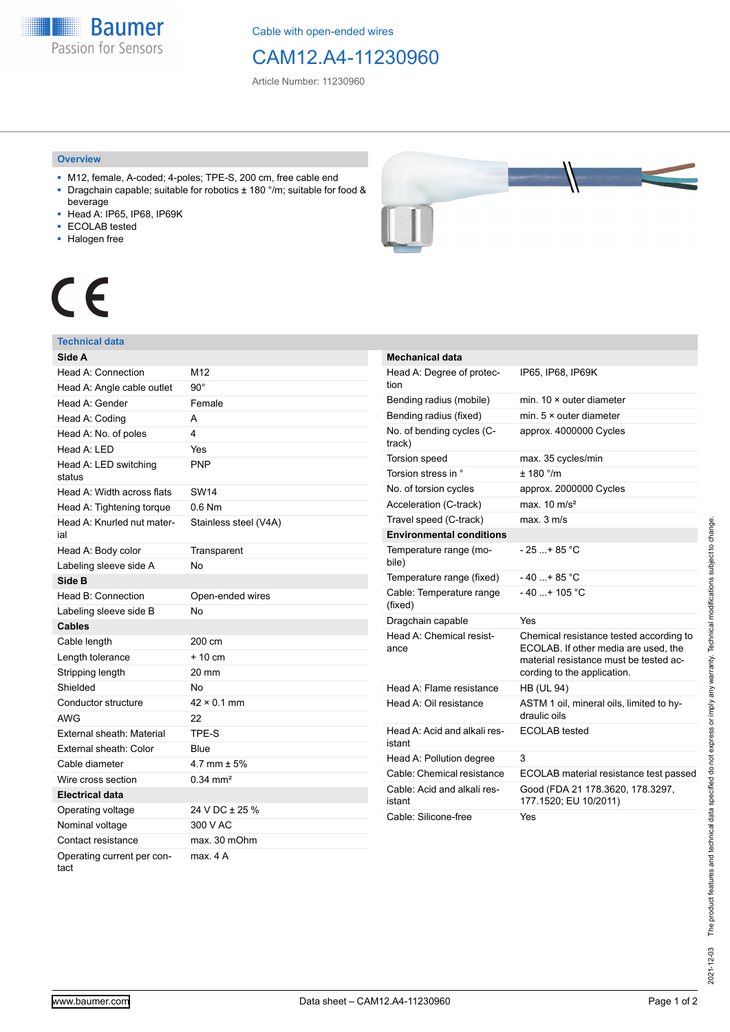Baumer
Passion for Sensors

Cable with open-ended wires

# CAM12.A4-11230960

Article Number: 11230960

## Overview

- M12, female, A-coded; 4-poles; TPE-S, 200 cm, free cable end
- Dragchain capable; suitable for robotics ± 180 °/m; suitable for food & beverage
- Head A: IP65, IP68, IP69K
- ECOLAB tested
- Halogen free

CE

## Technical data

| **Side A** | |
|---|---|
| Head A: Connection | M12 |
| Head A: Angle cable outlet | 90° |
| Head A: Gender | Female |
| Head A: Coding | A |
| Head A: No. of poles | 4 |
| Head A: LED | Yes |
| Head A: LED switching status | PNP |
| Head A: Width across flats | SW14 |
| Head A: Tightening torque | 0.6 Nm |
| Head A: Knurled nut material | Stainless steel (V4A) |
| Head A: Body color | Transparent |
| Labeling sleeve side A | No |
| **Side B** | |
| Head B: Connection | Open-ended wires |
| Labeling sleeve side B | No |
| **Cables** | |
| Cable length | 200 cm |
| Length tolerance | + 10 cm |
| Stripping length | 20 mm |
| Shielded | No |
| Conductor structure | 42 × 0.1 mm |
| AWG | 22 |
| External sheath: Material | TPE-S |
| External sheath: Color | Blue |
| Cable diameter | 4.7 mm ± 5% |
| Wire cross section | 0.34 mm² |
| **Electrical data** | |
| Operating voltage | 24 V DC ± 25 % |
| Nominal voltage | 300 V AC |
| Contact resistance | max. 30 mOhm |
| Operating current per contact | max. 4 A |

| **Mechanical data** | |
|---|---|
| Head A: Degree of protection | IP65, IP68, IP69K |
| Bending radius (mobile) | min. 10 × outer diameter |
| Bending radius (fixed) | min. 5 × outer diameter |
| No. of bending cycles (C-track) | approx. 4000000 Cycles |
| Torsion speed | max. 35 cycles/min |
| Torsion stress in ° | ± 180 °/m |
| No. of torsion cycles | approx. 2000000 Cycles |
| Acceleration (C-track) | max. 10 m/s² |
| Travel speed (C-track) | max. 3 m/s |
| **Environmental conditions** | |
| Temperature range (mobile) | - 25 ...+ 85 °C |
| Temperature range (fixed) | - 40 ...+ 85 °C |
| Cable: Temperature range (fixed) | - 40 ...+ 105 °C |
| Dragchain capable | Yes |
| Head A: Chemical resistance | Chemical resistance tested according to ECOLAB. If other media are used, the material resistance must be tested according to the application. |
| Head A: Flame resistance | HB (UL 94) |
| Head A: Oil resistance | ASTM 1 oil, mineral oils, limited to hydraulic oils |
| Head A: Acid and alkali resistant | ECOLAB tested |
| Head A: Pollution degree | 3 |
| Cable: Chemical resistance | ECOLAB material resistance test passed |
| Cable: Acid and alkali resistant | Good (FDA 21 178.3620, 178.3297, 177.1520; EU 10/2011) |
| Cable: Silicone-free | Yes |

2021-12-03 The product features and technical data specified do not express or imply any warranty. Technical modifications subject to change.

www.baumer.com — Data sheet – CAM12.A4-11230960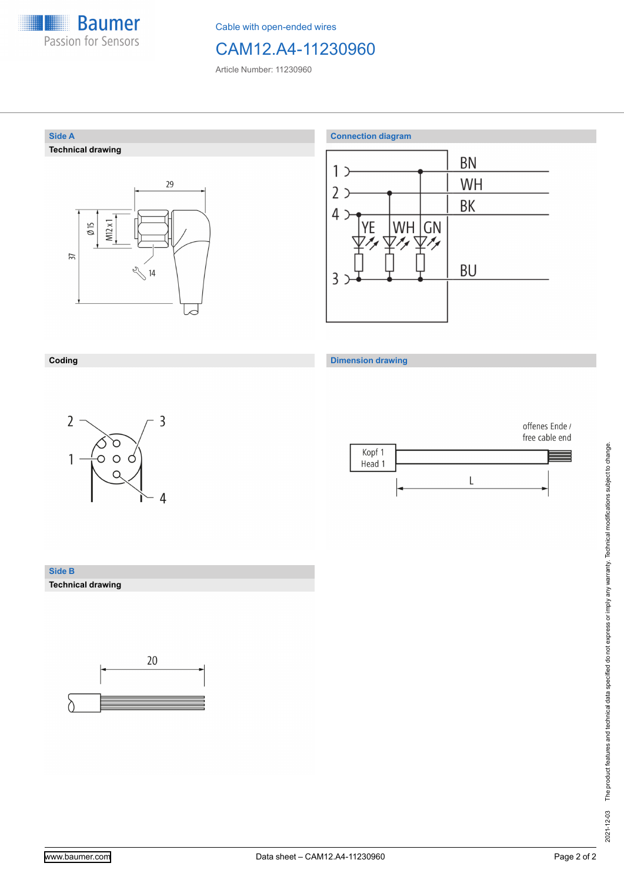Cable with open-ended wires

# CAM12.A4-11230960

Article Number: 11230960

## Side A

### Technical drawing

29

Ø15

M12 x 1

37

14

## Connection diagram

1
2
4
3

BN
WH
BK
BU

YE
WH
GN

### Coding

2
3
1
4

## Dimension drawing

offenes Ende / free cable end

Kopf 1
Head 1

L

## Side B

### Technical drawing

20

The product features and technical data specified do not express or imply any warranty. Technical modifications subject to change.

2021-12-03

www.baumer.com

Data sheet – CAM12.A4-11230960